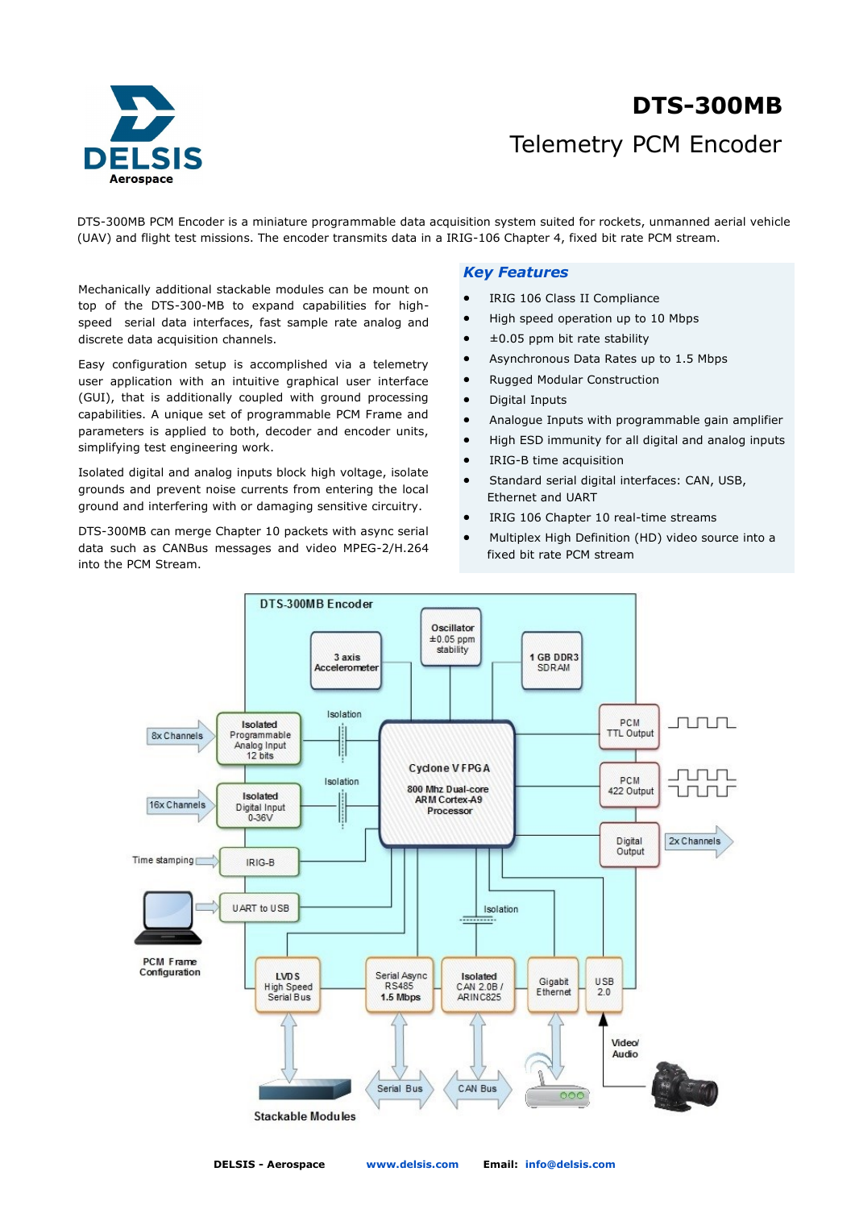# DTS-300MB

## Telemetry PCM Encoder

DTS-300MB PCM Encoder is a miniature programmable data acquisition system suited for rockets, unmanned aerial vehicle (UAV) and flight test missions. The encoder transmits data in a IRIG-106 Chapter 4, fixed bit rate PCM stream.

Mechanically additional stackable modules can be mount on top of the DTS-300-MB to expand capabilities for high-speed serial data interfaces, fast sample rate analog and discrete data acquisition channels.

Easy configuration setup is accomplished via a telemetry user application with an intuitive graphical user interface (GUI), that is additionally coupled with ground processing capabilities. A unique set of programmable PCM Frame and parameters is applied to both, decoder and encoder units, simplifying test engineering work.

Isolated digital and analog inputs block high voltage, isolate grounds and prevent noise currents from entering the local ground and interfering with or damaging sensitive circuitry.

DTS-300MB can merge Chapter 10 packets with async serial data such as CANBus messages and video MPEG-2/H.264 into the PCM Stream.

### *Key Features*

- IRIG 106 Class II Compliance
- High speed operation up to 10 Mbps
- ±0.05 ppm bit rate stability
- Asynchronous Data Rates up to 1.5 Mbps
- Rugged Modular Construction
- Digital Inputs
- Analogue Inputs with programmable gain amplifier
- High ESD immunity for all digital and analog inputs
- IRIG-B time acquisition
- Standard serial digital interfaces: CAN, USB, Ethernet and UART
- IRIG 106 Chapter 10 real-time streams
- Multiplex High Definition (HD) video source into a fixed bit rate PCM stream

DTS-300MB Encoder

3 axis Accelerometer | Oscillator ±0.05 ppm stability | 1 GB DDR3 SDRAM

8x Channels → Isolated Programmable Analog Input 12 bits → Isolation → Cyclone V FPGA 800 Mhz Dual-core ARM Cortex-A9 Processor

16x Channels → Isolated Digital Input 0-36V → Isolation

Time stamping → IRIG-B

PCM Frame Configuration → UART to USB

PCM TTL Output | PCM 422 Output | Digital Output → 2x Channels

LVDS High Speed Serial Bus | Serial Async RS485 1.5 Mbps | Isolated CAN 2.0B / ARINC825 | Gigabit Ethernet | USB 2.0

Stackable Modules | Serial Bus | CAN Bus | Video/ Audio

DELSIS - Aerospace www.delsis.com Email: info@delsis.com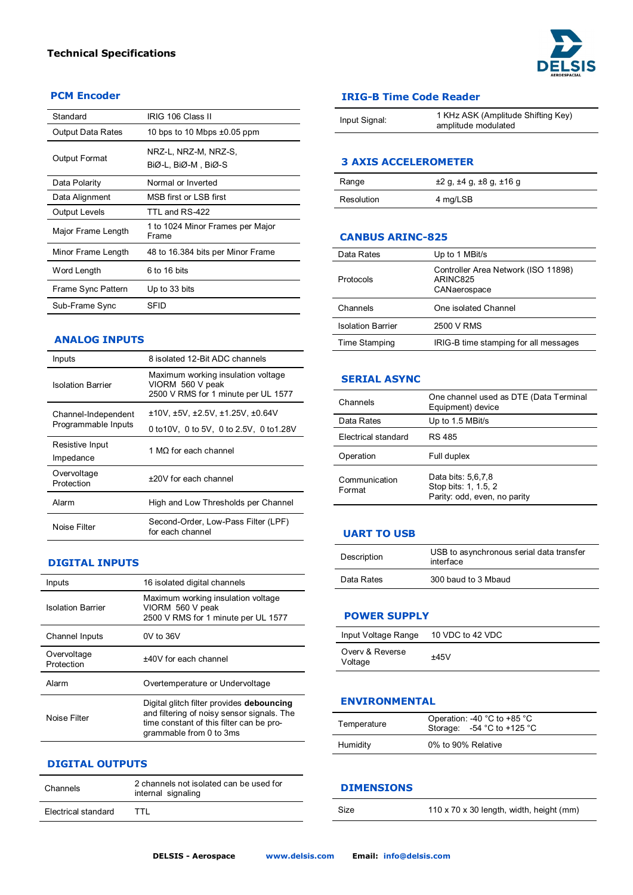## Technical Specifications

### PCM Encoder

| | |
|---|---|
| Standard | IRIG 106 Class II |
| Output Data Rates | 10 bps to 10 Mbps ±0.05 ppm |
| Output Format | NRZ-L, NRZ-M, NRZ-S, BiØ-L, BiØ-M , BiØ-S |
| Data Polarity | Normal or Inverted |
| Data Alignment | MSB first or LSB first |
| Output Levels | TTL and RS-422 |
| Major Frame Length | 1 to 1024 Minor Frames per Major Frame |
| Minor Frame Length | 48 to 16.384 bits per Minor Frame |
| Word Length | 6 to 16 bits |
| Frame Sync Pattern | Up to 33 bits |
| Sub-Frame Sync | SFID |

### ANALOG INPUTS

| | |
|---|---|
| Inputs | 8 isolated 12-Bit ADC channels |
| Isolation Barrier | Maximum working insulation voltage VIORM 560 V peak 2500 V RMS for 1 minute per UL 1577 |
| Channel-Independent Programmable Inputs | ±10V, ±5V, ±2.5V, ±1.25V, ±0.64V 0 to10V, 0 to 5V, 0 to 2.5V, 0 to1.28V |
| Resistive Input Impedance | 1 MΩ for each channel |
| Overvoltage Protection | ±20V for each channel |
| Alarm | High and Low Thresholds per Channel |
| Noise Filter | Second-Order, Low-Pass Filter (LPF) for each channel |

### DIGITAL INPUTS

| | |
|---|---|
| Inputs | 16 isolated digital channels |
| Isolation Barrier | Maximum working insulation voltage VIORM 560 V peak 2500 V RMS for 1 minute per UL 1577 |
| Channel Inputs | 0V to 36V |
| Overvoltage Protection | ±40V for each channel |
| Alarm | Overtemperature or Undervoltage |
| Noise Filter | Digital glitch filter provides **debouncing** and filtering of noisy sensor signals. The time constant of this filter can be programmable from 0 to 3ms |

### DIGITAL OUTPUTS

| | |
|---|---|
| Channels | 2 channels not isolated can be used for internal signaling |
| Electrical standard | TTL |

### IRIG-B Time Code Reader

| | |
|---|---|
| Input Signal: | 1 KHz ASK (Amplitude Shifting Key) amplitude modulated |

### 3 AXIS ACCELEROMETER

| | |
|---|---|
| Range | ±2 g, ±4 g, ±8 g, ±16 g |
| Resolution | 4 mg/LSB |

### CANBUS ARINC-825

| | |
|---|---|
| Data Rates | Up to 1 MBit/s |
| Protocols | Controller Area Network (ISO 11898) ARINC825 CANaerospace |
| Channels | One isolated Channel |
| Isolation Barrier | 2500 V RMS |
| Time Stamping | IRIG-B time stamping for all messages |

### SERIAL ASYNC

| | |
|---|---|
| Channels | One channel used as DTE (Data Terminal Equipment) device |
| Data Rates | Up to 1.5 MBit/s |
| Electrical standard | RS 485 |
| Operation | Full duplex |
| Communication Format | Data bits: 5,6,7,8 Stop bits: 1, 1.5, 2 Parity: odd, even, no parity |

### UART TO USB

| | |
|---|---|
| Description | USB to asynchronous serial data transfer interface |
| Data Rates | 300 baud to 3 Mbaud |

### POWER SUPPLY

| | |
|---|---|
| Input Voltage Range | 10 VDC to 42 VDC |
| Overv & Reverse Voltage | ±45V |

### ENVIRONMENTAL

| | |
|---|---|
| Temperature | Operation: -40 °C to +85 °C Storage: -54 °C to +125 °C |
| Humidity | 0% to 90% Relative |

### DIMENSIONS

| | |
|---|---|
| Size | 110 x 70 x 30 length, width, height (mm) |

**DELSIS - Aerospace** **www.delsis.com** **Email: info@delsis.com**